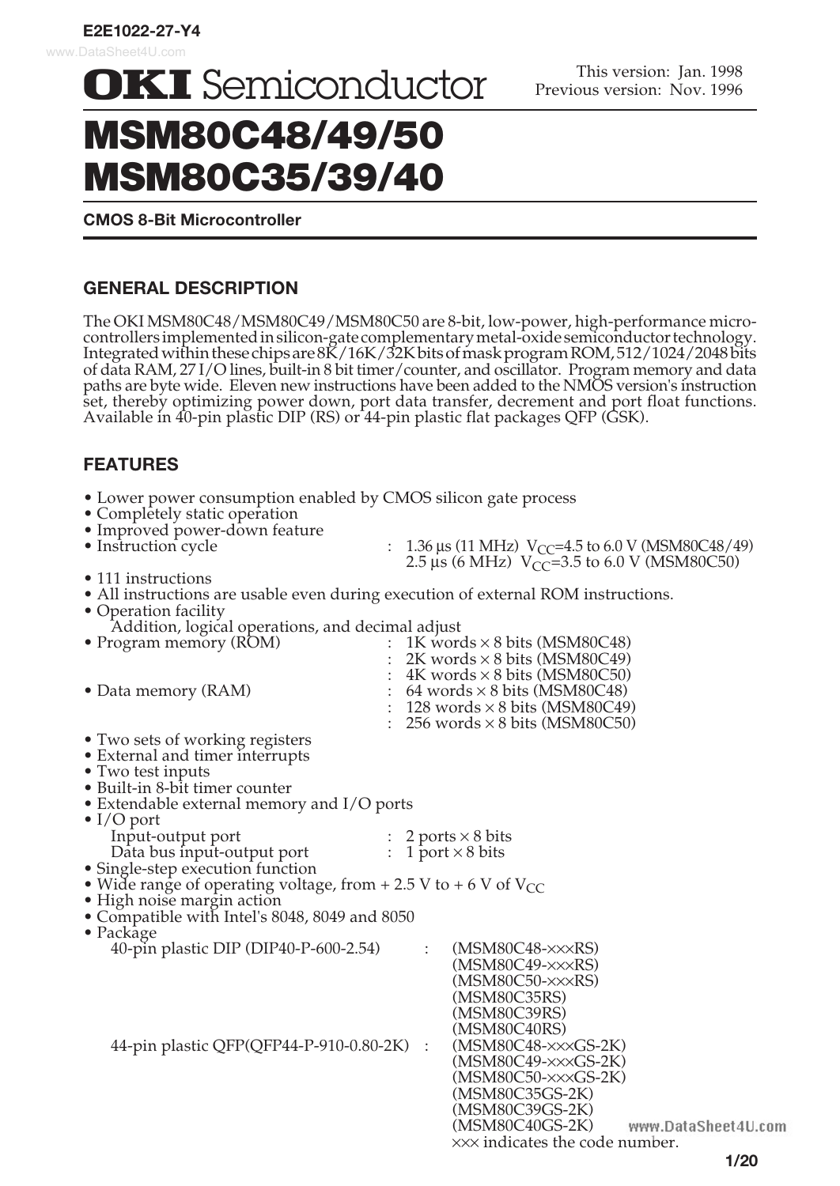E2E1022-27-Y4

# OKI Semiconductor

This version: Jan. 1998
Previous version: Nov. 1996

# MSM80C48/49/50
# MSM80C35/39/40

**CMOS 8-Bit Microcontroller**

## GENERAL DESCRIPTION

The OKI MSM80C48/MSM80C49/MSM80C50 are 8-bit, low-power, high-performance micro-controllers implemented in silicon-gate complementary metal-oxide semiconductor technology. Integrated within these chips are 8K/16K/32K bits of mask program ROM, 512/1024/2048 bits of data RAM, 27 I/O lines, built-in 8 bit timer/counter, and oscillator. Program memory and data paths are byte wide. Eleven new instructions have been added to the NMOS version's instruction set, thereby optimizing power down, port data transfer, decrement and port float functions. Available in 40-pin plastic DIP (RS) or 44-pin plastic flat packages QFP (GSK).

## FEATURES

- Lower power consumption enabled by CMOS silicon gate process
- Completely static operation
- Improved power-down feature
- Instruction cycle : 1.36 µs (11 MHz) $V_{CC}$=4.5 to 6.0 V (MSM80C48/49)
  2.5 µs (6 MHz) $V_{CC}$=3.5 to 6.0 V (MSM80C50)
- 111 instructions
- All instructions are usable even during execution of external ROM instructions.
- Operation facility
  Addition, logical operations, and decimal adjust
- Program memory (ROM) : 1K words × 8 bits (MSM80C48)
  : 2K words × 8 bits (MSM80C49)
  : 4K words × 8 bits (MSM80C50)
- Data memory (RAM) : 64 words × 8 bits (MSM80C48)
  : 128 words × 8 bits (MSM80C49)
  : 256 words × 8 bits (MSM80C50)
- Two sets of working registers
- External and timer interrupts
- Two test inputs
- Built-in 8-bit timer counter
- Extendable external memory and I/O ports
- I/O port
  Input-output port : 2 ports × 8 bits
  Data bus input-output port : 1 port × 8 bits
- Single-step execution function
- Wide range of operating voltage, from + 2.5 V to + 6 V of $V_{CC}$
- High noise margin action
- Compatible with Intel's 8048, 8049 and 8050
- Package
  40-pin plastic DIP (DIP40-P-600-2.54) : (MSM80C48-×××RS)
  (MSM80C49-×××RS)
  (MSM80C50-×××RS)
  (MSM80C35RS)
  (MSM80C39RS)
  (MSM80C40RS)
  44-pin plastic QFP(QFP44-P-910-0.80-2K) : (MSM80C48-×××GS-2K)
  (MSM80C49-×××GS-2K)
  (MSM80C50-×××GS-2K)
  (MSM80C35GS-2K)
  (MSM80C39GS-2K)
  (MSM80C40GS-2K)
  ××× indicates the code number.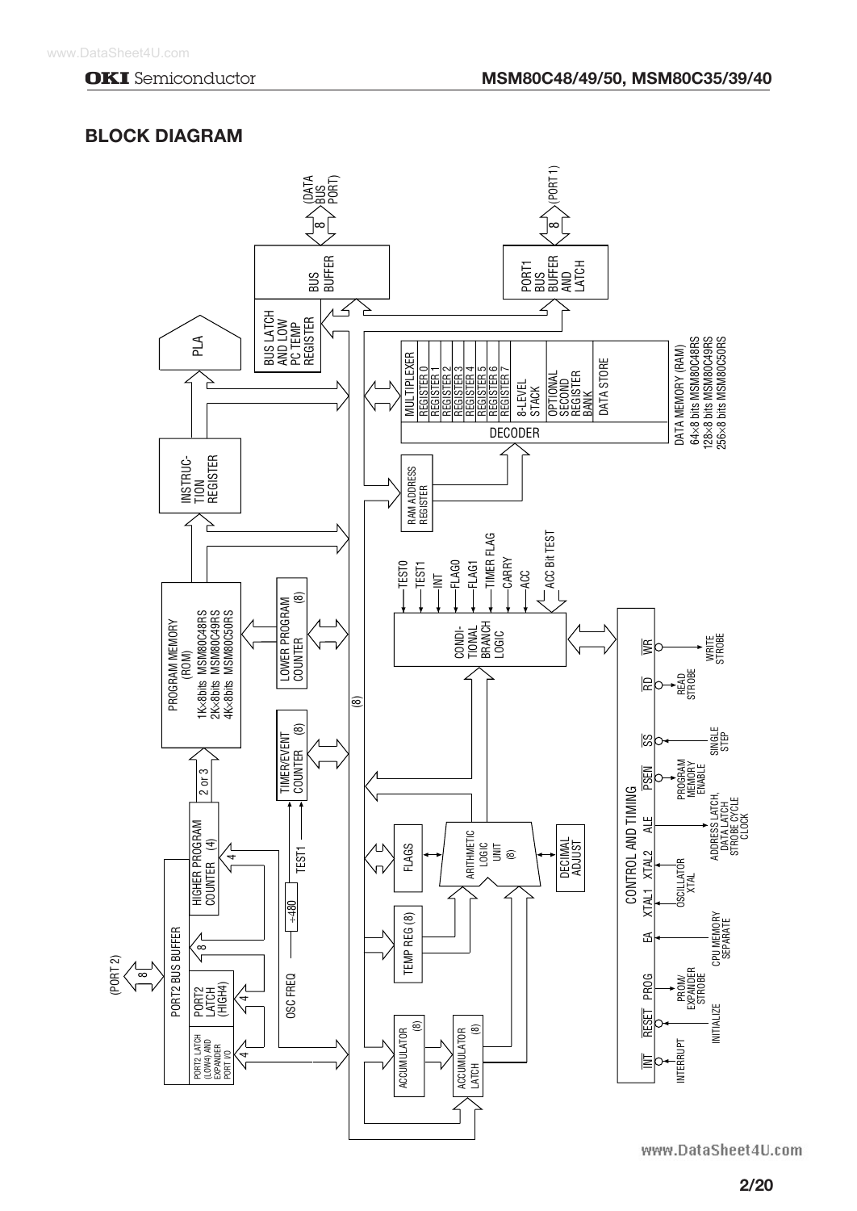## BLOCK DIAGRAM

(DATA BUS PORT)
8
BUS BUFFER
BUS LATCH AND LOW PC TEMP REGISTER

(PORT 1)
8
PORT1 BUS BUFFER AND LATCH

PLA

INSTRUCTION REGISTER

PROGRAM MEMORY (ROM)
1K×8bits MSM80C48RS
2K×8bits MSM80C49RS
4K×8bits MSM80C50RS

LOWER PROGRAM COUNTER (8)

TIMER/EVENT COUNTER (8)

2 or 3

HIGHER PROGRAM COUNTER (4)

4

TEST1

÷480

OSC FREQ

(PORT 2)
8
PORT2 BUS BUFFER
PORT2 LATCH (HIGH4)
PORT2 LATCH (LOW4) AND EXPANDER PORT I/O

(8)

MULTIPLEXER
REGISTER 0
REGISTER 1
REGISTER 2
REGISTER 3
REGISTER 4
REGISTER 5
REGISTER 6
REGISTER 7
8-LEVEL STACK
OPTIONAL SECOND REGISTER BANK
DATA STORE
DECODER

DATA MEMORY (RAM)
64×8 bits MSM80C48RS
128×8 bits MSM80C49RS
256×8 bits MSM80C50RS

RAM ADDRESS REGISTER

TEST0, TEST1, INT, FLAG0, FLAG1, TIMER FLAG, CARRY, ACC, ACC Bit TEST

CONDITIONAL BRANCH LOGIC

FLAGS

ARITHMETIC LOGIC UNIT (8)

DECIMAL ADJUST

TEMP REG (8)

ACCUMULATOR (8)

ACCUMULATOR LATCH (8)

CONTROL AND TIMING

- $\overline{WR}$ — WRITE STROBE
- $\overline{RD}$ — READ STROBE
- $\overline{SS}$ — SINGLE STEP
- $\overline{PSEN}$ — PROGRAM MEMORY ENABLE
- ALE — ADDRESS LATCH, DATA LATCH STROBE CYCLE CLOCK
- XTAL1, XTAL2 — OSCILLATOR XTAL
- EA — CPU MEMORY SEPARATE
- PROG — PROM/EXPANDER STROBE
- $\overline{RESET}$ — INITIALIZE
- $\overline{INT}$ — INTERRUPT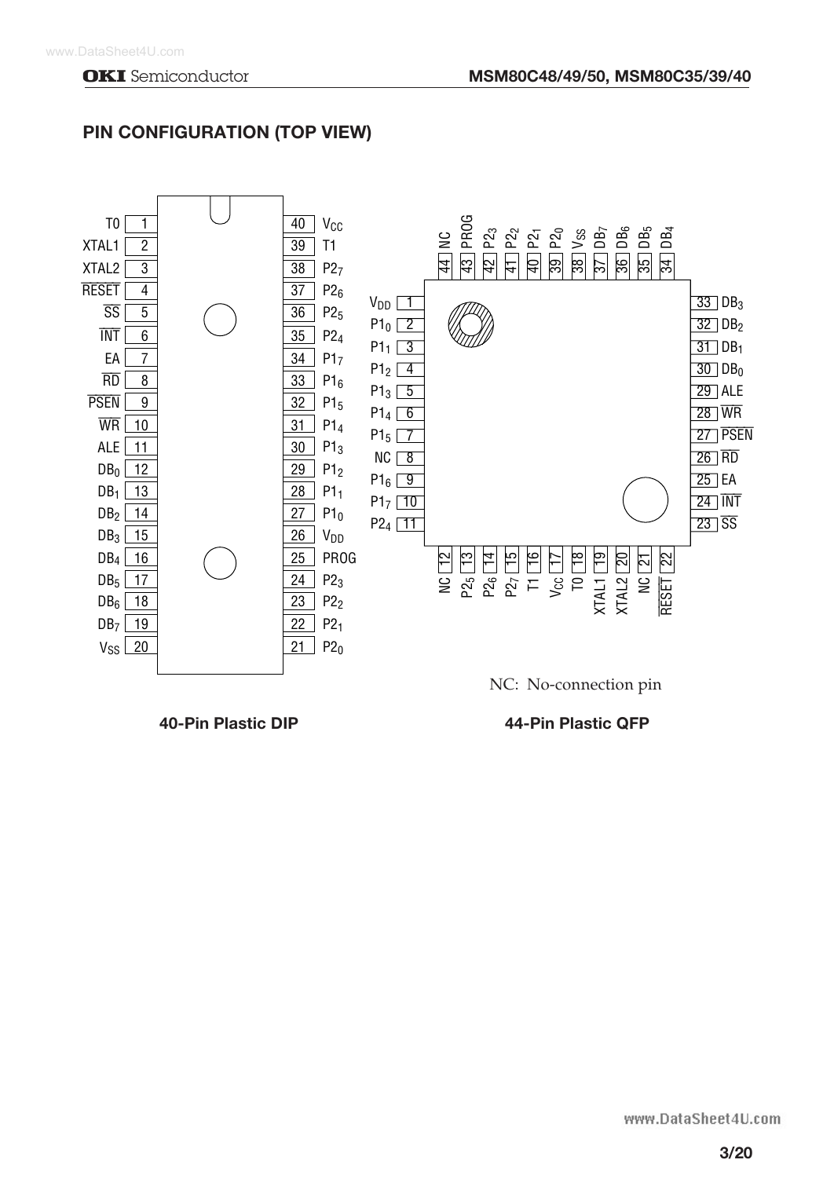## PIN CONFIGURATION (TOP VIEW)

### 40-Pin Plastic DIP

| Pin | Name | Pin | Name |
|---|---|---|---|
| 1 | T0 | 40 | $V_{CC}$ |
| 2 | XTAL1 | 39 | T1 |
| 3 | XTAL2 | 38 | $P2_7$ |
| 4 | $\overline{RESET}$ | 37 | $P2_6$ |
| 5 | $\overline{SS}$ | 36 | $P2_5$ |
| 6 | $\overline{INT}$ | 35 | $P2_4$ |
| 7 | EA | 34 | $P1_7$ |
| 8 | $\overline{RD}$ | 33 | $P1_6$ |
| 9 | $\overline{PSEN}$ | 32 | $P1_5$ |
| 10 | $\overline{WR}$ | 31 | $P1_4$ |
| 11 | ALE | 30 | $P1_3$ |
| 12 | $DB_0$ | 29 | $P1_2$ |
| 13 | $DB_1$ | 28 | $P1_1$ |
| 14 | $DB_2$ | 27 | $P1_0$ |
| 15 | $DB_3$ | 26 | $V_{DD}$ |
| 16 | $DB_4$ | 25 | PROG |
| 17 | $DB_5$ | 24 | $P2_3$ |
| 18 | $DB_6$ | 23 | $P2_2$ |
| 19 | $DB_7$ | 22 | $P2_1$ |
| 20 | $V_{SS}$ | 21 | $P2_0$ |

### 44-Pin Plastic QFP

| Pin | Name | Pin | Name | Pin | Name | Pin | Name |
|---|---|---|---|---|---|---|---|
| 1 | $V_{DD}$ | 12 | NC | 23 | $\overline{SS}$ | 34 | $DB_4$ |
| 2 | $P1_0$ | 13 | $P2_5$ | 24 | $\overline{INT}$ | 35 | $DB_5$ |
| 3 | $P1_1$ | 14 | $P2_6$ | 25 | EA | 36 | $DB_6$ |
| 4 | $P1_2$ | 15 | $P2_7$ | 26 | $\overline{RD}$ | 37 | $DB_7$ |
| 5 | $P1_3$ | 16 | T1 | 27 | $\overline{PSEN}$ | 38 | $V_{SS}$ |
| 6 | $P1_4$ | 17 | $V_{CC}$ | 28 | $\overline{WR}$ | 39 | $P2_0$ |
| 7 | $P1_5$ | 18 | T0 | 29 | ALE | 40 | $P2_1$ |
| 8 | NC | 19 | XTAL1 | 30 | $DB_0$ | 41 | $P2_2$ |
| 9 | $P1_6$ | 20 | XTAL2 | 31 | $DB_1$ | 42 | $P2_3$ |
| 10 | $P1_7$ | 21 | NC | 32 | $DB_2$ | 43 | PROG |
| 11 | $P2_4$ | 22 | $\overline{RESET}$ | 33 | $DB_3$ | 44 | NC |

NC: No-connection pin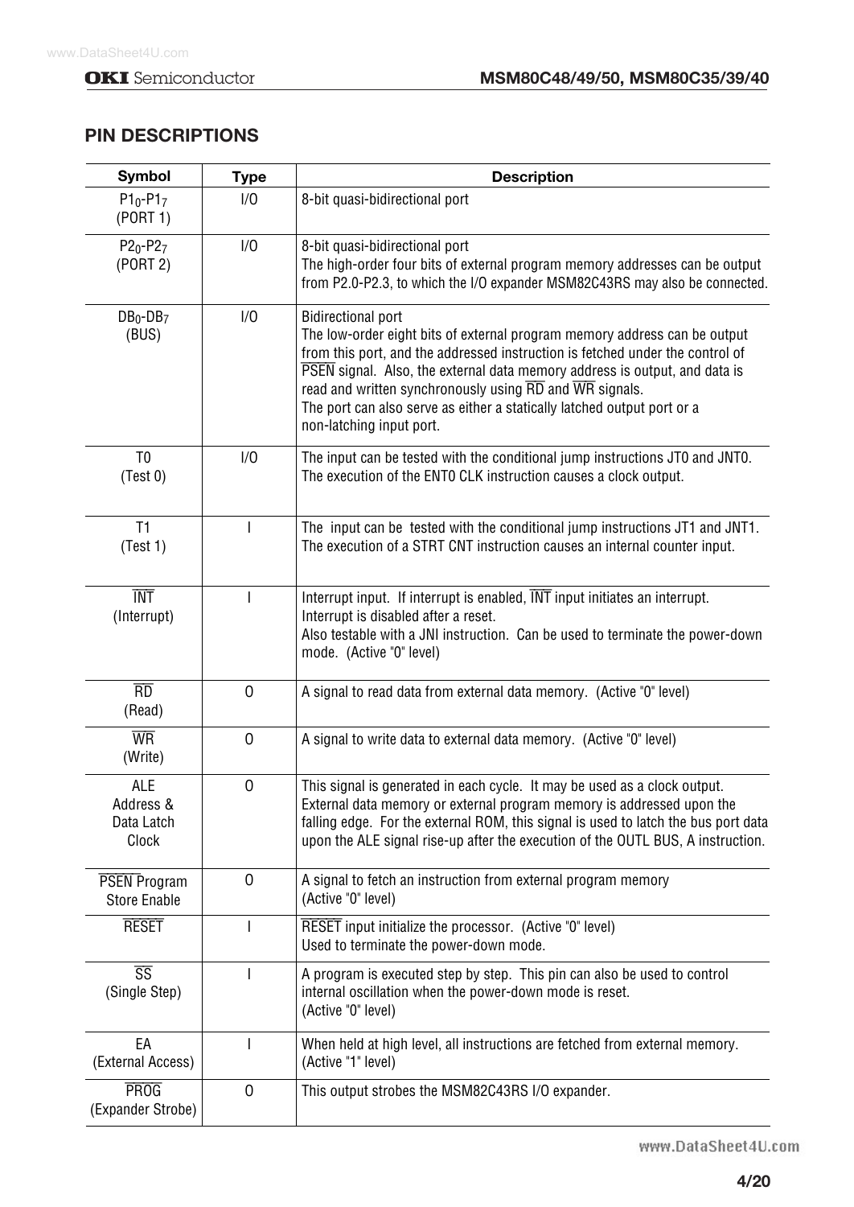## PIN DESCRIPTIONS

| Symbol | Type | Description |
|---|---|---|
| $P1_0$-$P1_7$ (PORT 1) | I/O | 8-bit quasi-bidirectional port |
| $P2_0$-$P2_7$ (PORT 2) | I/O | 8-bit quasi-bidirectional port<br>The high-order four bits of external program memory addresses can be output from P2.0-P2.3, to which the I/O expander MSM82C43RS may also be connected. |
| $DB_0$-$DB_7$ (BUS) | I/O | Bidirectional port<br>The low-order eight bits of external program memory address can be output from this port, and the addressed instruction is fetched under the control of $\overline{\text{PSEN}}$ signal. Also, the external data memory address is output, and data is read and written synchronously using $\overline{\text{RD}}$ and $\overline{\text{WR}}$ signals.<br>The port can also serve as either a statically latched output port or a non-latching input port. |
| T0 (Test 0) | I/O | The input can be tested with the conditional jump instructions JT0 and JNT0. The execution of the ENT0 CLK instruction causes a clock output. |
| T1 (Test 1) | I | The input can be tested with the conditional jump instructions JT1 and JNT1. The execution of a STRT CNT instruction causes an internal counter input. |
| $\overline{\text{INT}}$ (Interrupt) | I | Interrupt input. If interrupt is enabled, $\overline{\text{INT}}$ input initiates an interrupt. Interrupt is disabled after a reset.<br>Also testable with a JNI instruction. Can be used to terminate the power-down mode. (Active "0" level) |
| $\overline{\text{RD}}$ (Read) | O | A signal to read data from external data memory. (Active "0" level) |
| $\overline{\text{WR}}$ (Write) | O | A signal to write data to external data memory. (Active "0" level) |
| ALE Address & Data Latch Clock | O | This signal is generated in each cycle. It may be used as a clock output. External data memory or external program memory is addressed upon the falling edge. For the external ROM, this signal is used to latch the bus port data upon the ALE signal rise-up after the execution of the OUTL BUS, A instruction. |
| $\overline{\text{PSEN}}$ Program Store Enable | O | A signal to fetch an instruction from external program memory (Active "0" level) |
| $\overline{\text{RESET}}$ | I | $\overline{\text{RESET}}$ input initialize the processor. (Active "0" level)<br>Used to terminate the power-down mode. |
| $\overline{\text{SS}}$ (Single Step) | I | A program is executed step by step. This pin can also be used to control internal oscillation when the power-down mode is reset.<br>(Active "0" level) |
| EA (External Access) | I | When held at high level, all instructions are fetched from external memory. (Active "1" level) |
| $\overline{\text{PROG}}$ (Expander Strobe) | O | This output strobes the MSM82C43RS I/O expander. |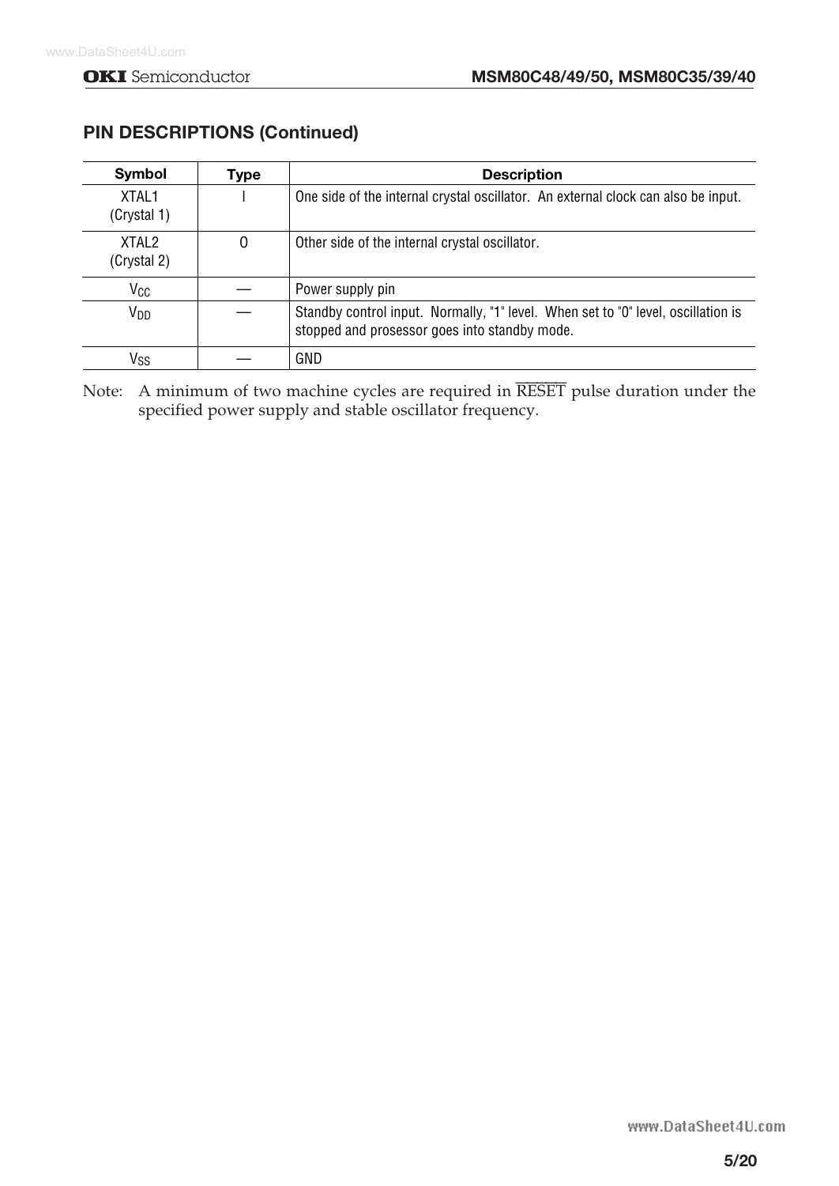## PIN DESCRIPTIONS (Continued)

| Symbol | Type | Description |
|---|---|---|
| XTAL1 (Crystal 1) | I | One side of the internal crystal oscillator. An external clock can also be input. |
| XTAL2 (Crystal 2) | O | Other side of the internal crystal oscillator. |
| $V_{CC}$ | — | Power supply pin |
| $V_{DD}$ | — | Standby control input. Normally, "1" level. When set to "0" level, oscillation is stopped and prosessor goes into standby mode. |
| $V_{SS}$ | — | GND |

Note: A minimum of two machine cycles are required in $\overline{\text{RESET}}$ pulse duration under the specified power supply and stable oscillator frequency.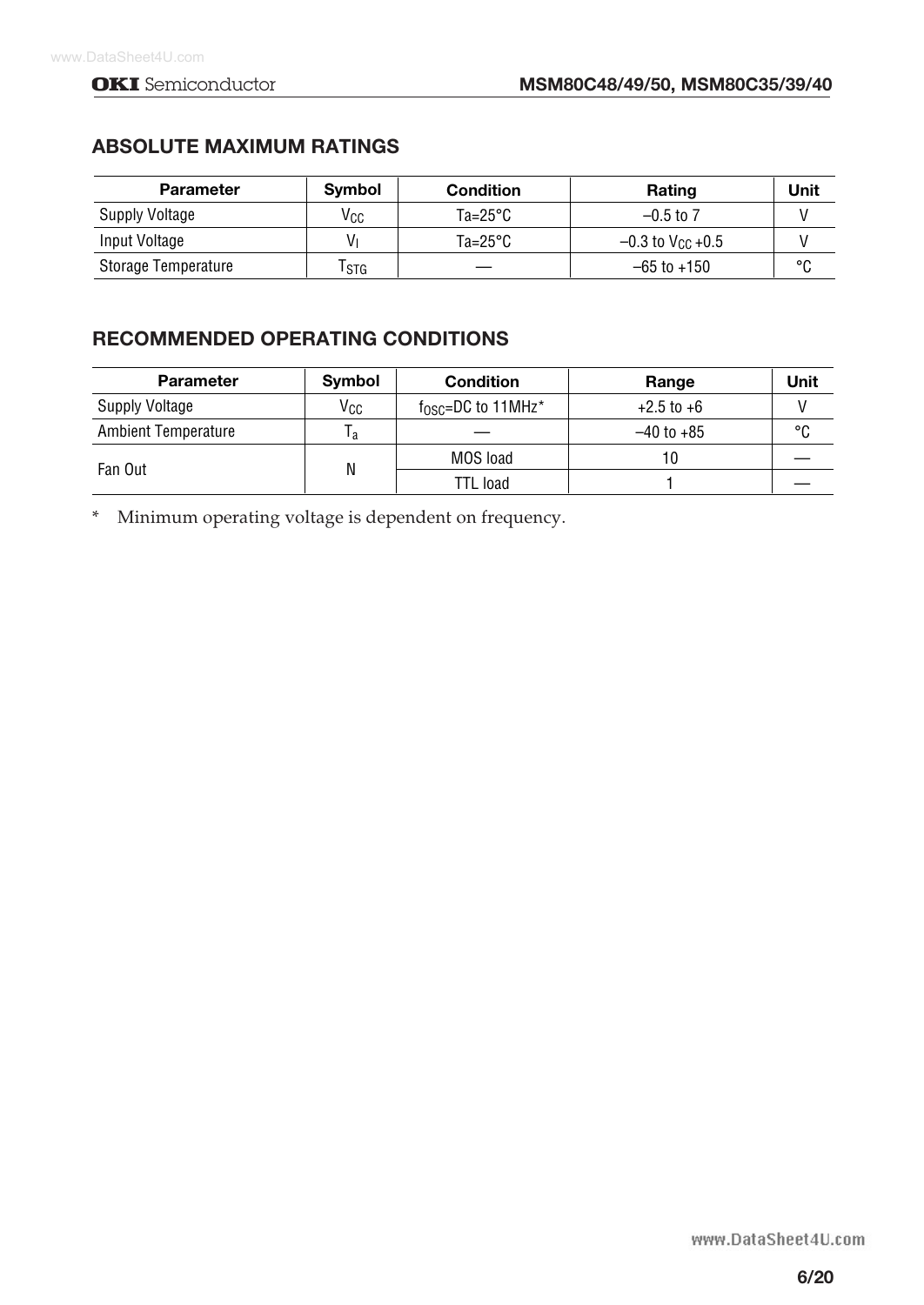## ABSOLUTE MAXIMUM RATINGS

| Parameter | Symbol | Condition | Rating | Unit |
|---|---|---|---|---|
| Supply Voltage | $V_{CC}$ | Ta=25°C | –0.5 to 7 | V |
| Input Voltage | $V_I$ | Ta=25°C | –0.3 to $V_{CC}$ +0.5 | V |
| Storage Temperature | $T_{STG}$ | — | –65 to +150 | °C |

## RECOMMENDED OPERATING CONDITIONS

| Parameter | Symbol | Condition | Range | Unit |
|---|---|---|---|---|
| Supply Voltage | $V_{CC}$ | $f_{OSC}$=DC to 11MHz* | +2.5 to +6 | V |
| Ambient Temperature | $T_a$ | — | –40 to +85 | °C |
| Fan Out | N | MOS load | 10 | — |
| | | TTL load | 1 | — |

* Minimum operating voltage is dependent on frequency.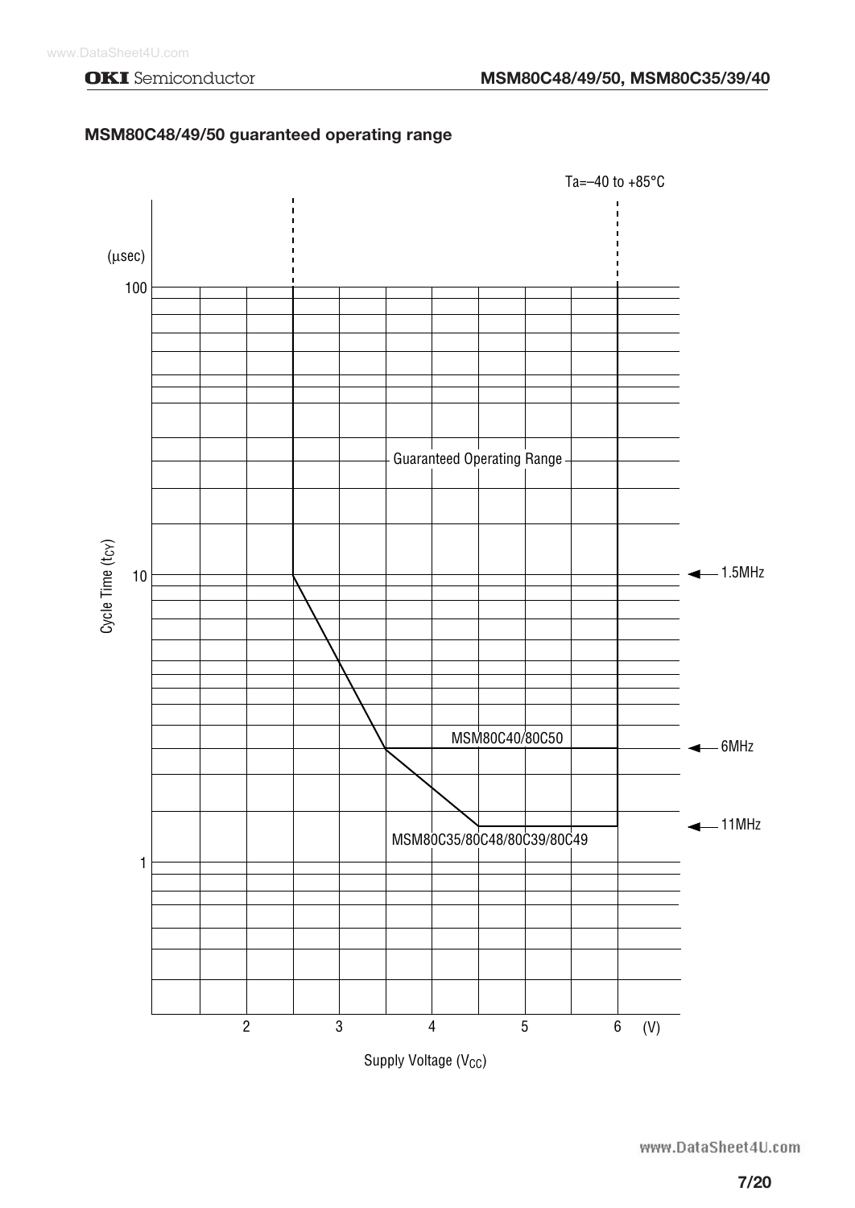### MSM80C48/49/50 guaranteed operating range

Ta=–40 to +85°C

(µsec)

100

Guaranteed Operating Range

10

1.5MHz

Cycle Time ($t_{CY}$)

MSM80C40/80C50

6MHz

11MHz

MSM80C35/80C48/80C39/80C49

1

2 3 4 5 6 (V)

Supply Voltage ($V_{CC}$)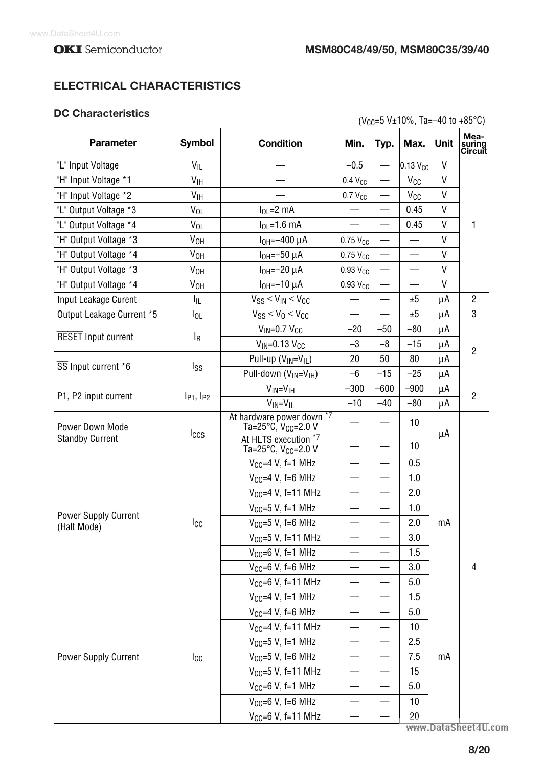## ELECTRICAL CHARACTERISTICS

### DC Characteristics

($V_{CC}$=5 V±10%, Ta=–40 to +85°C)

| Parameter | Symbol | Condition | Min. | Typ. | Max. | Unit | Measuring Circuit |
|---|---|---|---|---|---|---|---|
| "L" Input Voltage | $V_{IL}$ | — | –0.5 | — | 0.13 $V_{CC}$ | V | 1 |
| "H" Input Voltage *1 | $V_{IH}$ | — | 0.4 $V_{CC}$ | — | $V_{CC}$ | V | |
| "H" Input Voltage *2 | $V_{IH}$ | — | 0.7 $V_{CC}$ | — | $V_{CC}$ | V | |
| "L" Output Voltage *3 | $V_{OL}$ | $I_{OL}$=2 mA | — | — | 0.45 | V | |
| "L" Output Voltage *4 | $V_{OL}$ | $I_{OL}$=1.6 mA | — | — | 0.45 | V | |
| "H" Output Voltage *3 | $V_{OH}$ | $I_{OH}$=–400 µA | 0.75 $V_{CC}$ | — | — | V | |
| "H" Output Voltage *4 | $V_{OH}$ | $I_{OH}$=–50 µA | 0.75 $V_{CC}$ | — | — | V | |
| "H" Output Voltage *3 | $V_{OH}$ | $I_{OH}$=–20 µA | 0.93 $V_{CC}$ | — | — | V | |
| "H" Output Voltage *4 | $V_{OH}$ | $I_{OH}$=–10 µA | 0.93 $V_{CC}$ | — | — | V | |
| Input Leakage Curent | $I_{IL}$ | $V_{SS} \leq V_{IN} \leq V_{CC}$ | — | — | ±5 | µA | 2 |
| Output Leakage Current *5 | $I_{OL}$ | $V_{SS} \leq V_O \leq V_{CC}$ | — | — | ±5 | µA | 3 |
| $\overline{RESET}$ Input current | $I_R$ | $V_{IN}$=0.7 $V_{CC}$ | –20 | –50 | –80 | µA | 2 |
| | | $V_{IN}$=0.13 $V_{CC}$ | –3 | –8 | –15 | µA | |
| $\overline{SS}$ Input current *6 | $I_{SS}$ | Pull-up ($V_{IN}$=$V_{IL}$) | 20 | 50 | 80 | µA | |
| | | Pull-down ($V_{IN}$=$V_{IH}$) | –6 | –15 | –25 | µA | |
| P1, P2 input current | $I_{P1}$, $I_{P2}$ | $V_{IN}$=$V_{IH}$ | –300 | –600 | –900 | µA | 2 |
| | | $V_{IN}$=$V_{IL}$ | –10 | –40 | –80 | µA | |
| Power Down Mode Standby Current | $I_{CCS}$ | At hardware power down *7 Ta=25°C, $V_{CC}$=2.0 V | — | — | 10 | µA | 4 |
| | | At HLTS execution *7 Ta=25°C, $V_{CC}$=2.0 V | — | — | 10 | | |
| Power Supply Current (Halt Mode) | $I_{CC}$ | $V_{CC}$=4 V, f=1 MHz | — | — | 0.5 | mA | |
| | | $V_{CC}$=4 V, f=6 MHz | — | — | 1.0 | | |
| | | $V_{CC}$=4 V, f=11 MHz | — | — | 2.0 | | |
| | | $V_{CC}$=5 V, f=1 MHz | — | — | 1.0 | | |
| | | $V_{CC}$=5 V, f=6 MHz | — | — | 2.0 | | |
| | | $V_{CC}$=5 V, f=11 MHz | — | — | 3.0 | | |
| | | $V_{CC}$=6 V, f=1 MHz | — | — | 1.5 | | |
| | | $V_{CC}$=6 V, f=6 MHz | — | — | 3.0 | | |
| | | $V_{CC}$=6 V, f=11 MHz | — | — | 5.0 | | |
| Power Supply Current | $I_{CC}$ | $V_{CC}$=4 V, f=1 MHz | — | — | 1.5 | mA | |
| | | $V_{CC}$=4 V, f=6 MHz | — | — | 5.0 | | |
| | | $V_{CC}$=4 V, f=11 MHz | — | — | 10 | | |
| | | $V_{CC}$=5 V, f=1 MHz | — | — | 2.5 | | |
| | | $V_{CC}$=5 V, f=6 MHz | — | — | 7.5 | | |
| | | $V_{CC}$=5 V, f=11 MHz | — | — | 15 | | |
| | | $V_{CC}$=6 V, f=1 MHz | — | — | 5.0 | | |
| | | $V_{CC}$=6 V, f=6 MHz | — | — | 10 | | |
| | | $V_{CC}$=6 V, f=11 MHz | — | — | 20 | | |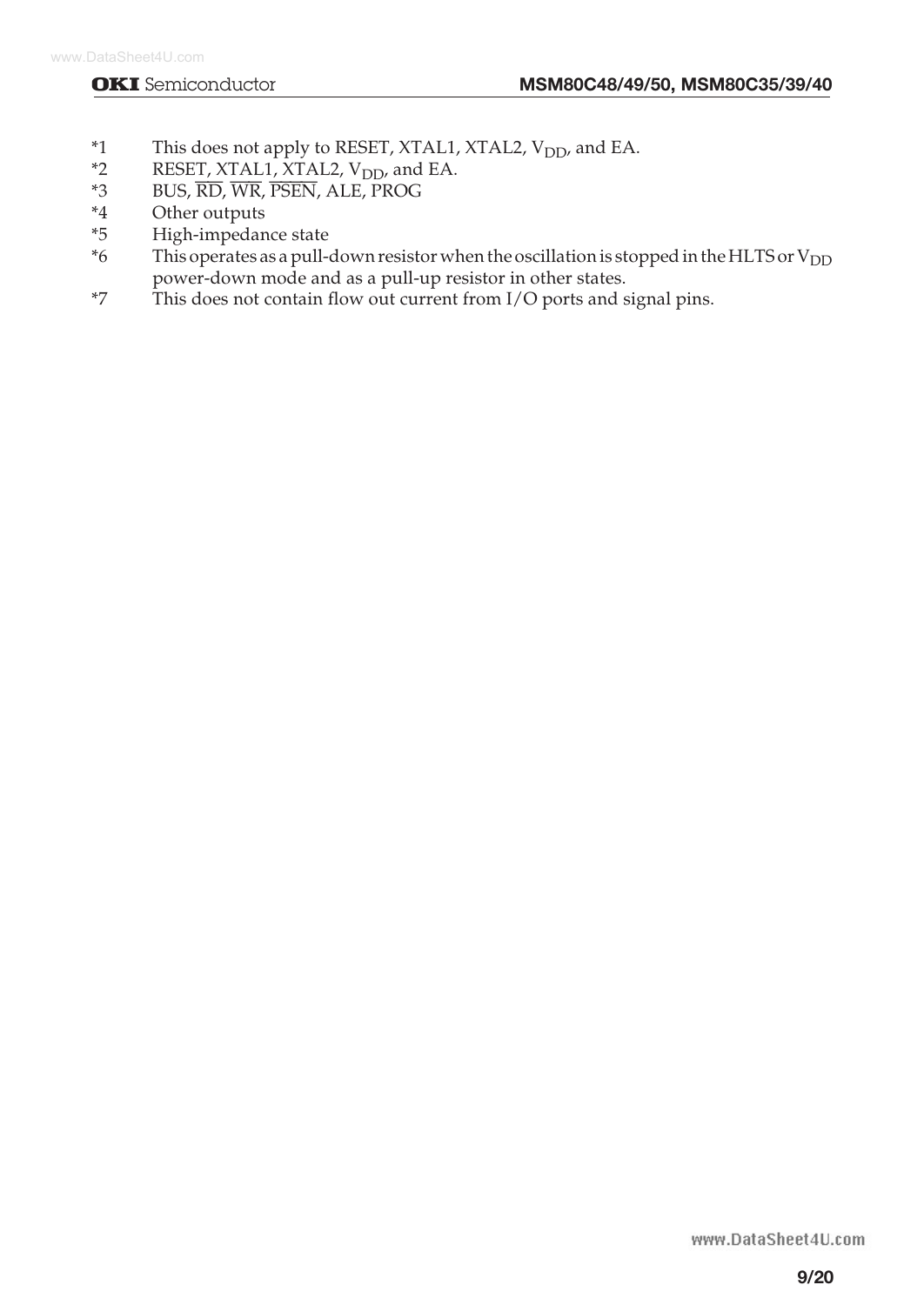*1 This does not apply to RESET, XTAL1, XTAL2, $V_{DD}$, and EA.

*2 RESET, XTAL1, XTAL2, $V_{DD}$, and EA.

*3 BUS, $\overline{RD}$, $\overline{WR}$, $\overline{PSEN}$, ALE, PROG

*4 Other outputs

*5 High-impedance state

*6 This operates as a pull-down resistor when the oscillation is stopped in the HLTS or $V_{DD}$ power-down mode and as a pull-up resistor in other states.

*7 This does not contain flow out current from I/O ports and signal pins.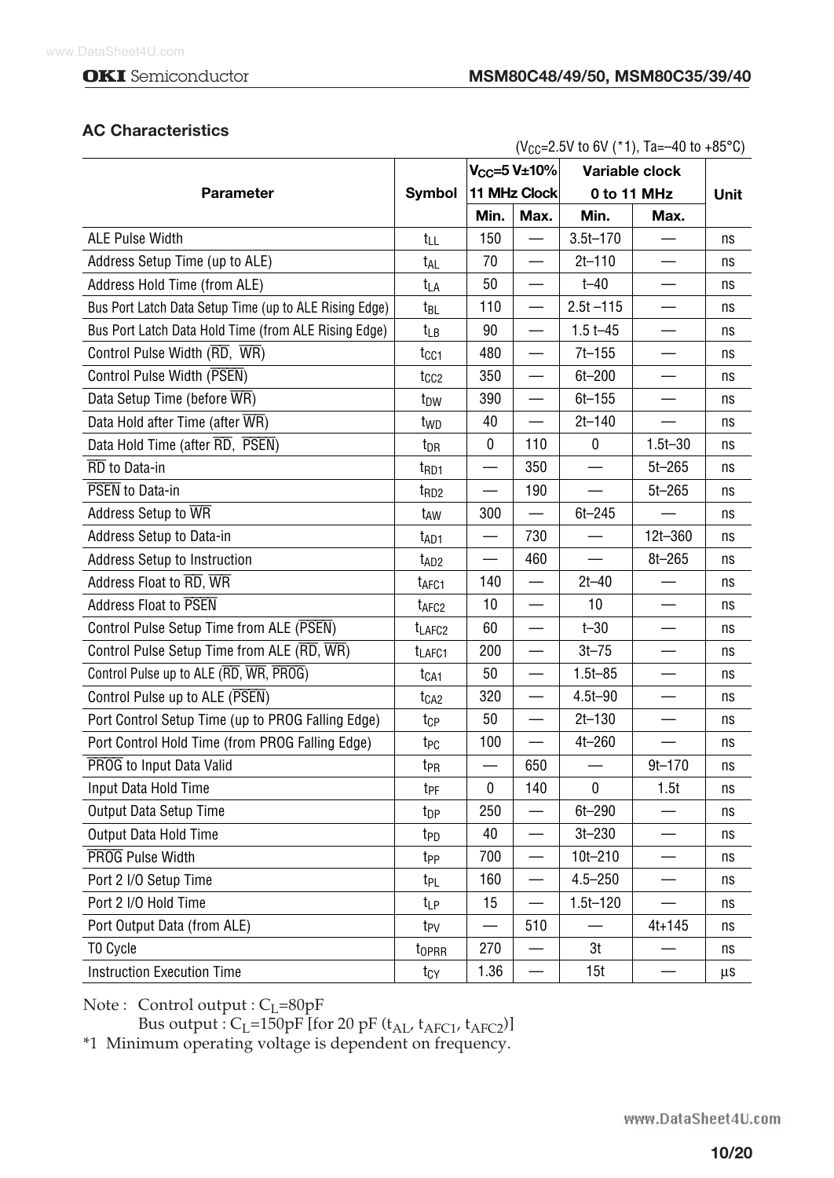## AC Characteristics

($V_{CC}$=2.5V to 6V (*1), Ta=–40 to +85°C)

| Parameter | Symbol | $V_{CC}$=5 V±10% 11 MHz Clock | | Variable clock 0 to 11 MHz | | Unit |
|---|---|---|---|---|---|---|
| | | Min. | Max. | Min. | Max. | |
| ALE Pulse Width | $t_{LL}$ | 150 | — | 3.5t–170 | — | ns |
| Address Setup Time (up to ALE) | $t_{AL}$ | 70 | — | 2t–110 | — | ns |
| Address Hold Time (from ALE) | $t_{LA}$ | 50 | — | t–40 | — | ns |
| Bus Port Latch Data Setup Time (up to ALE Rising Edge) | $t_{BL}$ | 110 | — | 2.5t –115 | — | ns |
| Bus Port Latch Data Hold Time (from ALE Rising Edge) | $t_{LB}$ | 90 | — | 1.5 t–45 | — | ns |
| Control Pulse Width ($\overline{RD}$, $\overline{WR}$) | $t_{CC1}$ | 480 | — | 7t–155 | — | ns |
| Control Pulse Width ($\overline{PSEN}$) | $t_{CC2}$ | 350 | — | 6t–200 | — | ns |
| Data Setup Time (before $\overline{WR}$) | $t_{DW}$ | 390 | — | 6t–155 | — | ns |
| Data Hold after Time (after $\overline{WR}$) | $t_{WD}$ | 40 | — | 2t–140 | — | ns |
| Data Hold Time (after $\overline{RD}$, $\overline{PSEN}$) | $t_{DR}$ | 0 | 110 | 0 | 1.5t–30 | ns |
| $\overline{RD}$ to Data-in | $t_{RD1}$ | — | 350 | — | 5t–265 | ns |
| $\overline{PSEN}$ to Data-in | $t_{RD2}$ | — | 190 | — | 5t–265 | ns |
| Address Setup to $\overline{WR}$ | $t_{AW}$ | 300 | — | 6t–245 | — | ns |
| Address Setup to Data-in | $t_{AD1}$ | — | 730 | — | 12t–360 | ns |
| Address Setup to Instruction | $t_{AD2}$ | — | 460 | — | 8t–265 | ns |
| Address Float to $\overline{RD}$, $\overline{WR}$ | $t_{AFC1}$ | 140 | — | 2t–40 | — | ns |
| Address Float to $\overline{PSEN}$ | $t_{AFC2}$ | 10 | — | 10 | — | ns |
| Control Pulse Setup Time from ALE ($\overline{PSEN}$) | $t_{LAFC2}$ | 60 | — | t–30 | — | ns |
| Control Pulse Setup Time from ALE ($\overline{RD}$, $\overline{WR}$) | $t_{LAFC1}$ | 200 | — | 3t–75 | — | ns |
| Control Pulse up to ALE ($\overline{RD}$, $\overline{WR}$, $\overline{PROG}$) | $t_{CA1}$ | 50 | — | 1.5t–85 | — | ns |
| Control Pulse up to ALE ($\overline{PSEN}$) | $t_{CA2}$ | 320 | — | 4.5t–90 | — | ns |
| Port Control Setup Time (up to PROG Falling Edge) | $t_{CP}$ | 50 | — | 2t–130 | — | ns |
| Port Control Hold Time (from PROG Falling Edge) | $t_{PC}$ | 100 | — | 4t–260 | — | ns |
| $\overline{PROG}$ to Input Data Valid | $t_{PR}$ | — | 650 | — | 9t–170 | ns |
| Input Data Hold Time | $t_{PF}$ | 0 | 140 | 0 | 1.5t | ns |
| Output Data Setup Time | $t_{DP}$ | 250 | — | 6t–290 | — | ns |
| Output Data Hold Time | $t_{PD}$ | 40 | — | 3t–230 | — | ns |
| $\overline{PROG}$ Pulse Width | $t_{PP}$ | 700 | — | 10t–210 | — | ns |
| Port 2 I/O Setup Time | $t_{PL}$ | 160 | — | 4.5–250 | — | ns |
| Port 2 I/O Hold Time | $t_{LP}$ | 15 | — | 1.5t–120 | — | ns |
| Port Output Data (from ALE) | $t_{PV}$ | — | 510 | — | 4t+145 | ns |
| T0 Cycle | $t_{OPRR}$ | 270 | — | 3t | — | ns |
| Instruction Execution Time | $t_{CY}$ | 1.36 | — | 15t | — | µs |

Note : Control output : $C_L$=80pF
Bus output : $C_L$=150pF [for 20 pF ($t_{AL}$, $t_{AFC1}$, $t_{AFC2}$)]

*1 Minimum operating voltage is dependent on frequency.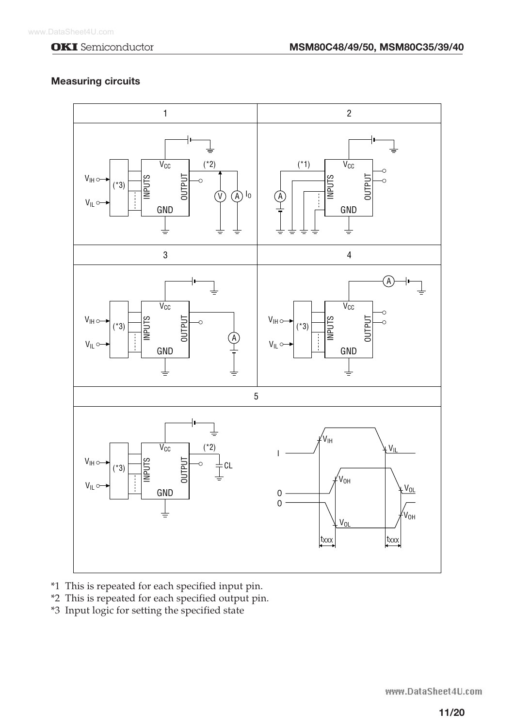### Measuring circuits

*1 This is repeated for each specified input pin.

*2 This is repeated for each specified output pin.

*3 Input logic for setting the specified state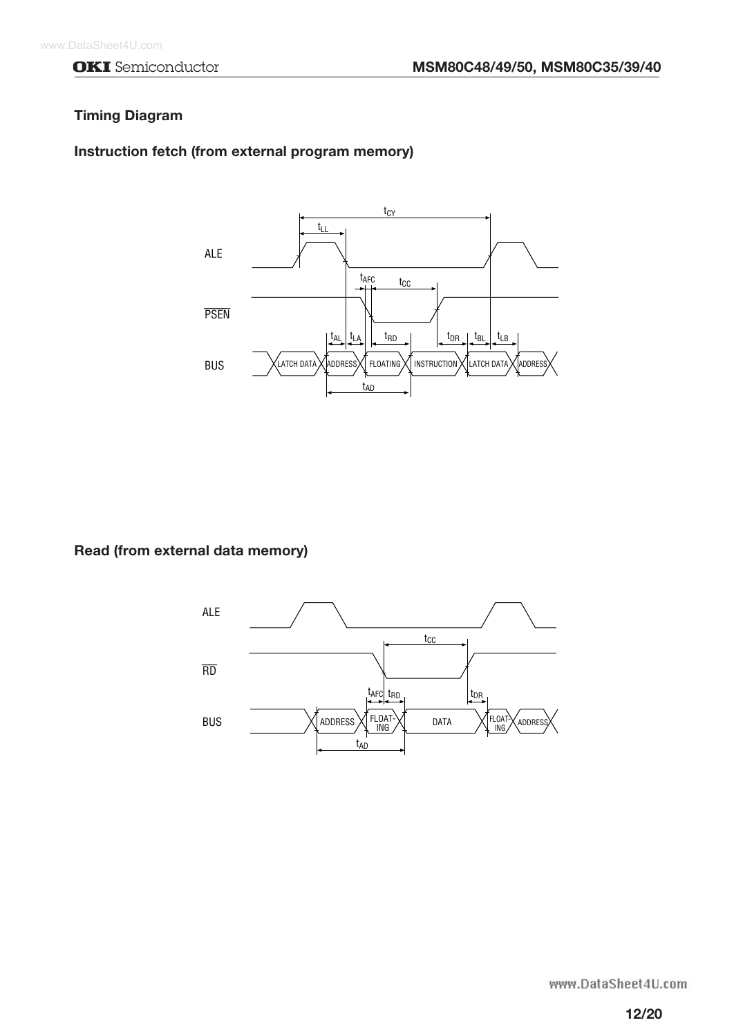## Timing Diagram

### Instruction fetch (from external program memory)

ALE

$\overline{PSEN}$

BUS

$t_{CY}$ $t_{LL}$ $t_{AFC}$ $t_{CC}$ $t_{AL}$ $t_{LA}$ $t_{RD}$ $t_{DR}$ $t_{BL}$ $t_{LB}$ $t_{AD}$

LATCH DATA ADDRESS FLOATING INSTRUCTION LATCH DATA ADDRESS

### Read (from external data memory)

ALE

$\overline{RD}$

BUS

$t_{CC}$ $t_{AFC}$ $t_{RD}$ $t_{DR}$ $t_{AD}$

ADDRESS FLOAT-ING DATA FLOAT-ING ADDRESS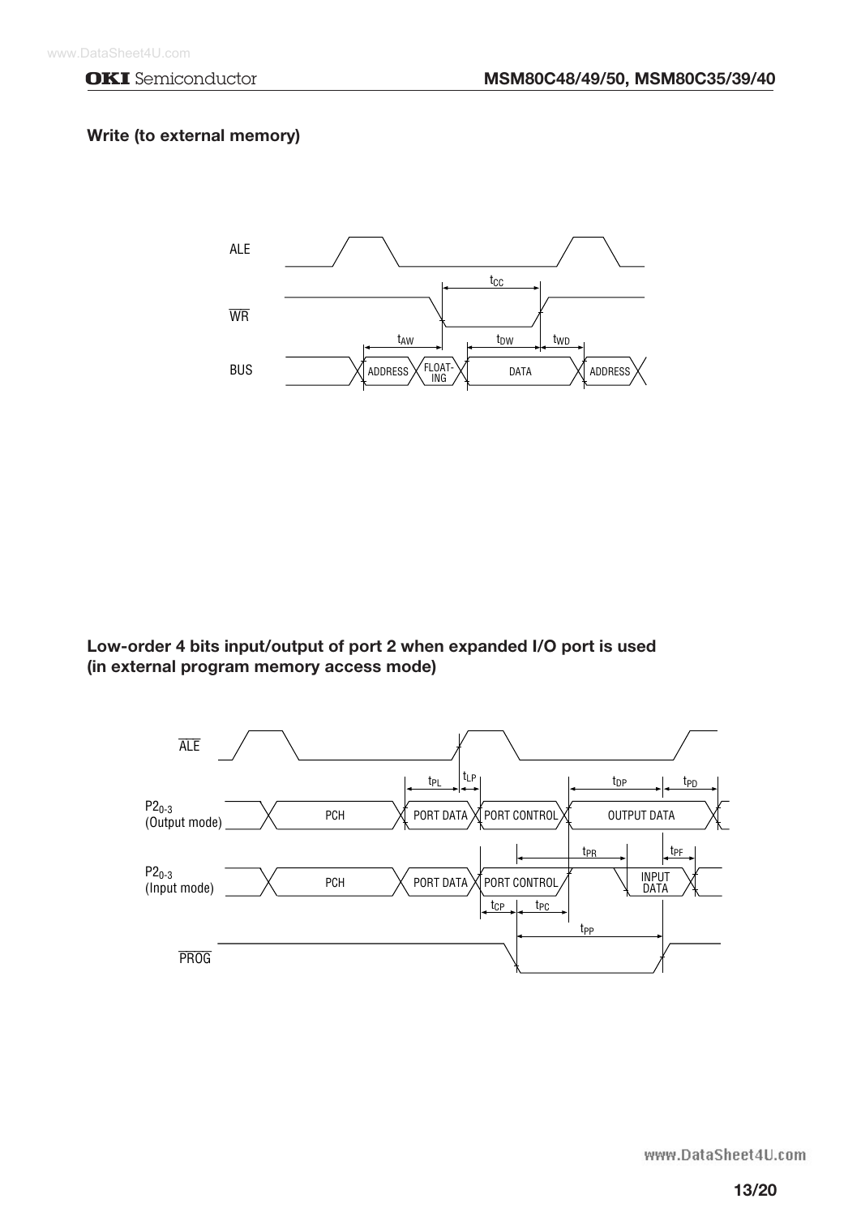### Write (to external memory)

ALE

$t_{CC}$

$\overline{WR}$

$t_{AW}$ $t_{DW}$ $t_{WD}$

BUS ADDRESS FLOAT-ING DATA ADDRESS

### Low-order 4 bits input/output of port 2 when expanded I/O port is used (in external program memory access mode)

$\overline{ALE}$

$t_{PL}$ $t_{LP}$ $t_{DP}$ $t_{PD}$

$P2_{0-3}$ (Output mode) PCH PORT DATA PORT CONTROL OUTPUT DATA

$t_{PR}$ $t_{PF}$

$P2_{0-3}$ (Input mode) PCH PORT DATA PORT CONTROL INPUT DATA

$t_{CP}$ $t_{PC}$

$t_{PP}$

$\overline{PROG}$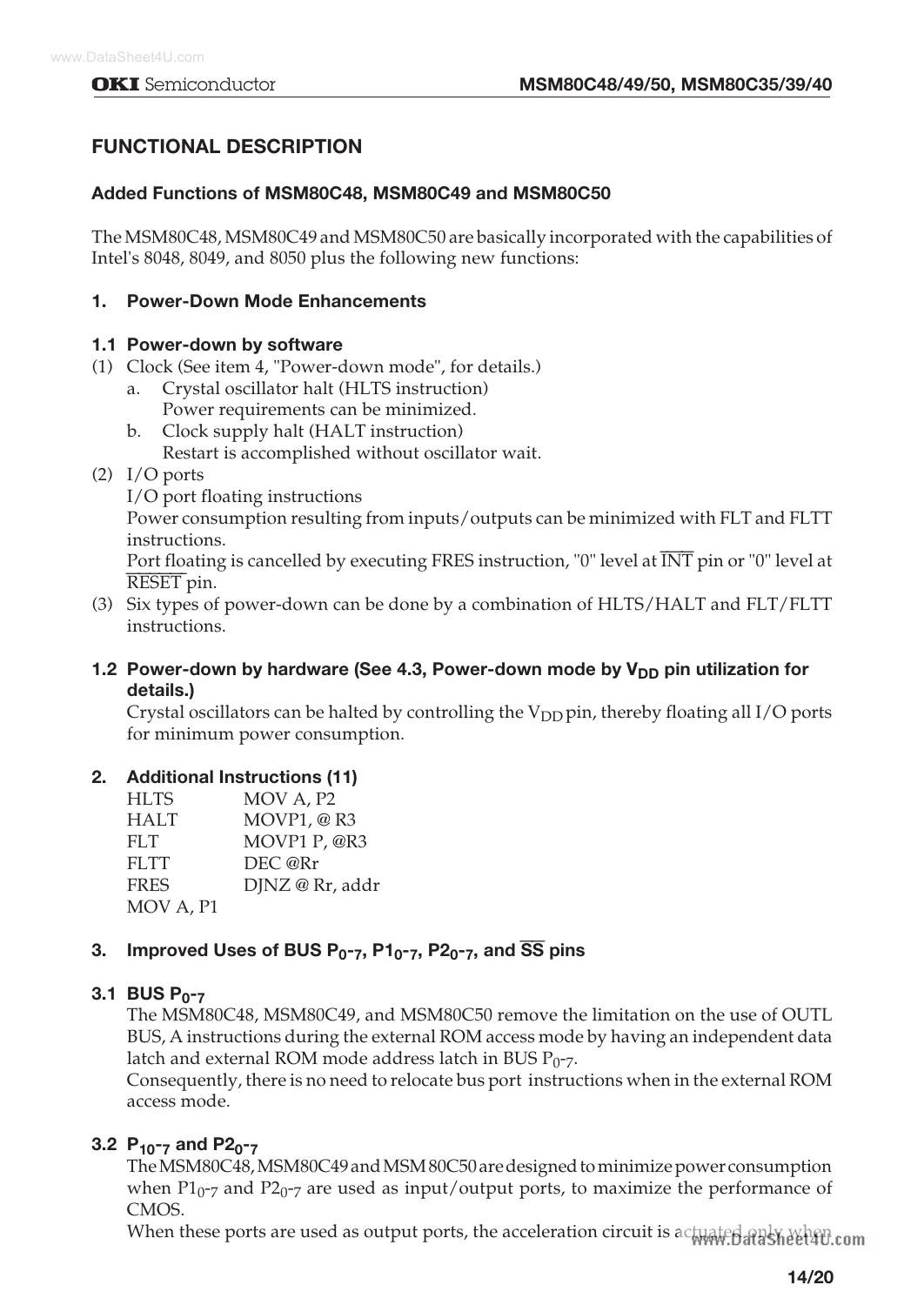# FUNCTIONAL DESCRIPTION

## Added Functions of MSM80C48, MSM80C49 and MSM80C50

The MSM80C48, MSM80C49 and MSM80C50 are basically incorporated with the capabilities of Intel's 8048, 8049, and 8050 plus the following new functions:

### 1. Power-Down Mode Enhancements

#### 1.1 Power-down by software

(1) Clock (See item 4, "Power-down mode", for details.)
   a. Crystal oscillator halt (HLTS instruction)
      Power requirements can be minimized.
   b. Clock supply halt (HALT instruction)
      Restart is accomplished without oscillator wait.

(2) I/O ports
   I/O port floating instructions
   Power consumption resulting from inputs/outputs can be minimized with FLT and FLTT instructions.
   Port floating is cancelled by executing FRES instruction, "0" level at $\overline{\text{INT}}$ pin or "0" level at $\overline{\text{RESET}}$ pin.

(3) Six types of power-down can be done by a combination of HLTS/HALT and FLT/FLTT instructions.

#### 1.2 Power-down by hardware (See 4.3, Power-down mode by $V_{DD}$ pin utilization for details.)

Crystal oscillators can be halted by controlling the $V_{DD}$ pin, thereby floating all I/O ports for minimum power consumption.

### 2. Additional Instructions (11)

| | |
|---|---|
| HLTS | MOV A, P2 |
| HALT | MOVP1, @ R3 |
| FLT | MOVP1 P, @R3 |
| FLTT | DEC @Rr |
| FRES | DJNZ @ Rr, addr |
| MOV A, P1 | |

### 3. Improved Uses of BUS $P_{0-7}$, $P1_{0-7}$, $P2_{0-7}$, and $\overline{\text{SS}}$ pins

#### 3.1 BUS $P_{0-7}$

The MSM80C48, MSM80C49, and MSM80C50 remove the limitation on the use of OUTL BUS, A instructions during the external ROM access mode by having an independent data latch and external ROM mode address latch in BUS $P_{0-7}$.
Consequently, there is no need to relocate bus port instructions when in the external ROM access mode.

#### 3.2 $P1_{0-7}$ and $P2_{0-7}$

The MSM80C48, MSM80C49 and MSM 80C50 are designed to minimize power consumption when $P1_{0-7}$ and $P2_{0-7}$ are used as input/output ports, to maximize the performance of CMOS.
When these ports are used as output ports, the acceleration circuit is actuated only when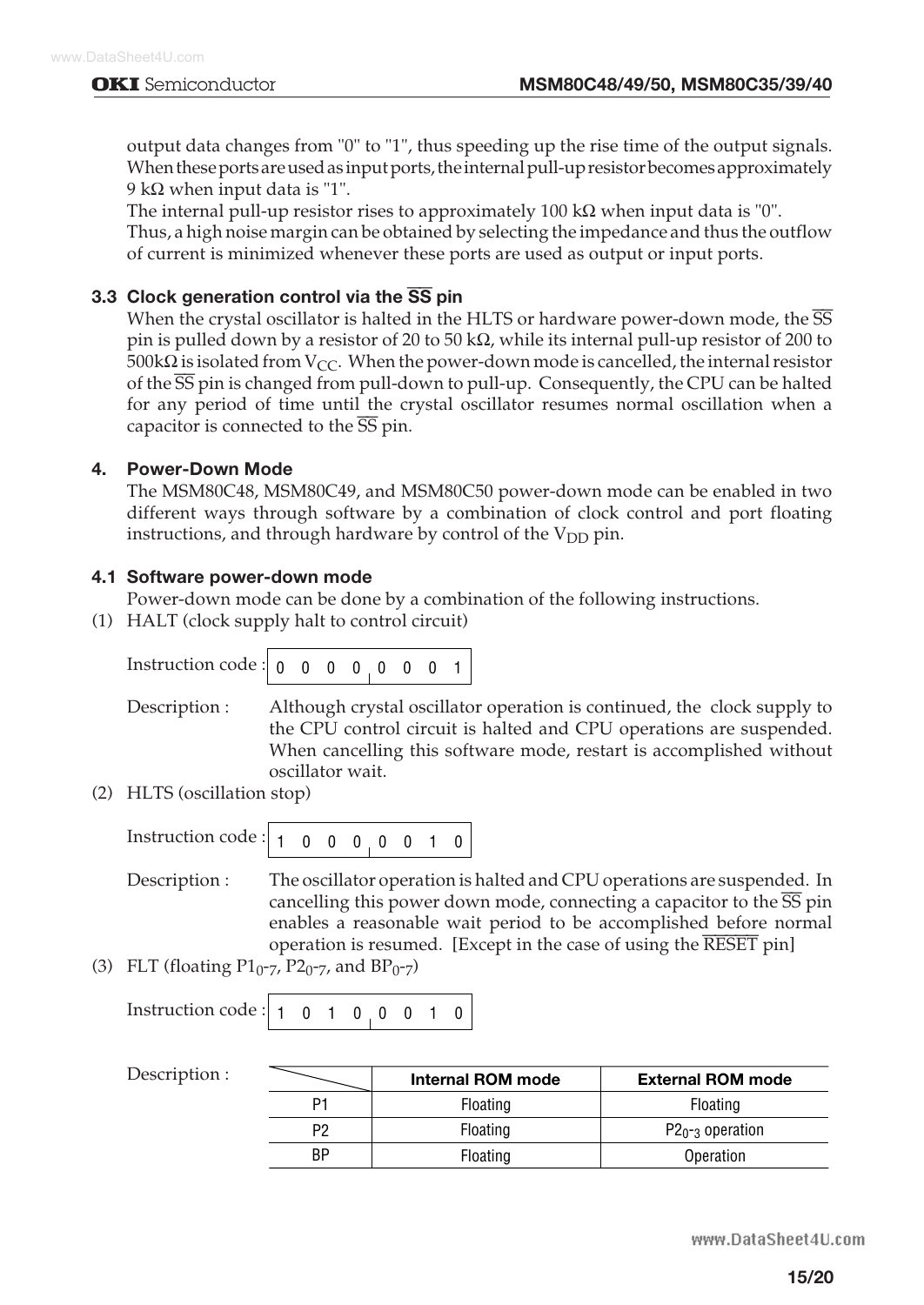output data changes from "0" to "1", thus speeding up the rise time of the output signals. When these ports are used as input ports, the internal pull-up resistor becomes approximately 9 kΩ when input data is "1".

The internal pull-up resistor rises to approximately 100 kΩ when input data is "0". Thus, a high noise margin can be obtained by selecting the impedance and thus the outflow of current is minimized whenever these ports are used as output or input ports.

### 3.3 Clock generation control via the $\overline{SS}$ pin

When the crystal oscillator is halted in the HLTS or hardware power-down mode, the $\overline{SS}$ pin is pulled down by a resistor of 20 to 50 kΩ, while its internal pull-up resistor of 200 to 500kΩ is isolated from $V_{CC}$. When the power-down mode is cancelled, the internal resistor of the $\overline{SS}$ pin is changed from pull-down to pull-up. Consequently, the CPU can be halted for any period of time until the crystal oscillator resumes normal oscillation when a capacitor is connected to the $\overline{SS}$ pin.

## 4. Power-Down Mode

The MSM80C48, MSM80C49, and MSM80C50 power-down mode can be enabled in two different ways through software by a combination of clock control and port floating instructions, and through hardware by control of the $V_{DD}$ pin.

### 4.1 Software power-down mode

Power-down mode can be done by a combination of the following instructions.

(1) HALT (clock supply halt to control circuit)

Instruction code : `0 0 0 0 0 0 0 1`

Description : Although crystal oscillator operation is continued, the clock supply to the CPU control circuit is halted and CPU operations are suspended. When cancelling this software mode, restart is accomplished without oscillator wait.

(2) HLTS (oscillation stop)

Instruction code : `1 0 0 0 0 0 1 0`

Description : The oscillator operation is halted and CPU operations are suspended. In cancelling this power down mode, connecting a capacitor to the $\overline{SS}$ pin enables a reasonable wait period to be accomplished before normal operation is resumed. [Except in the case of using the $\overline{RESET}$ pin]

(3) FLT (floating $P1_{0}$-$_{7}$, $P2_{0}$-$_{7}$, and $BP_{0}$-$_{7}$)

Instruction code : `1 0 1 0 0 0 1 0`

Description :

| | Internal ROM mode | External ROM mode |
|---|---|---|
| P1 | Floating | Floating |
| P2 | Floating | $P2_{0-3}$ operation |
| BP | Floating | Operation |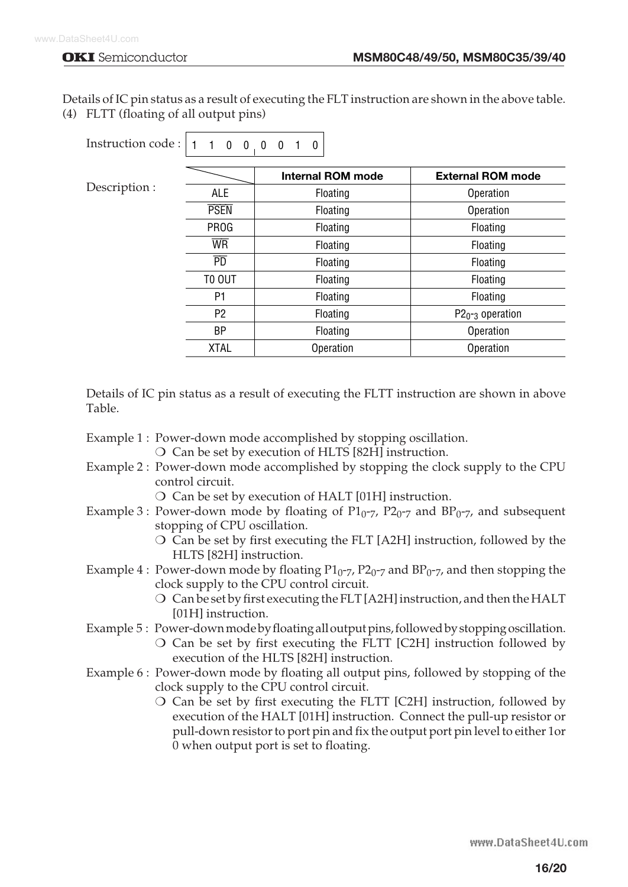Details of IC pin status as a result of executing the FLT instruction are shown in the above table.

(4) FLTT (floating of all output pins)

Instruction code : 1 1 0 0 0 0 1 0

Description :

| | Internal ROM mode | External ROM mode |
|---|---|---|
| ALE | Floating | Operation |
| $\overline{PSEN}$ | Floating | Operation |
| PROG | Floating | Floating |
| $\overline{WR}$ | Floating | Floating |
| $\overline{PD}$ | Floating | Floating |
| T0 OUT | Floating | Floating |
| P1 | Floating | Floating |
| P2 | Floating | $P2_{0-3}$ operation |
| BP | Floating | Operation |
| XTAL | Operation | Operation |

Details of IC pin status as a result of executing the FLTT instruction are shown in above Table.

Example 1 : Power-down mode accomplished by stopping oscillation.
- ❍ Can be set by execution of HLTS [82H] instruction.

Example 2 : Power-down mode accomplished by stopping the clock supply to the CPU control circuit.
- ❍ Can be set by execution of HALT [01H] instruction.

Example 3 : Power-down mode by floating of $P1_{0}$-$_{7}$, $P2_{0}$-$_{7}$ and $BP_{0}$-$_{7}$, and subsequent stopping of CPU oscillation.
- ❍ Can be set by first executing the FLT [A2H] instruction, followed by the HLTS [82H] instruction.

Example 4 : Power-down mode by floating $P1_{0}$-$_{7}$, $P2_{0}$-$_{7}$ and $BP_{0}$-$_{7}$, and then stopping the clock supply to the CPU control circuit.
- ❍ Can be set by first executing the FLT [A2H] instruction, and then the HALT [01H] instruction.

Example 5 : Power-down mode by floating all output pins, followed by stopping oscillation.
- ❍ Can be set by first executing the FLTT [C2H] instruction followed by execution of the HLTS [82H] instruction.

Example 6 : Power-down mode by floating all output pins, followed by stopping of the clock supply to the CPU control circuit.
- ❍ Can be set by first executing the FLTT [C2H] instruction, followed by execution of the HALT [01H] instruction. Connect the pull-up resistor or pull-down resistor to port pin and fix the output port pin level to either 1or 0 when output port is set to floating.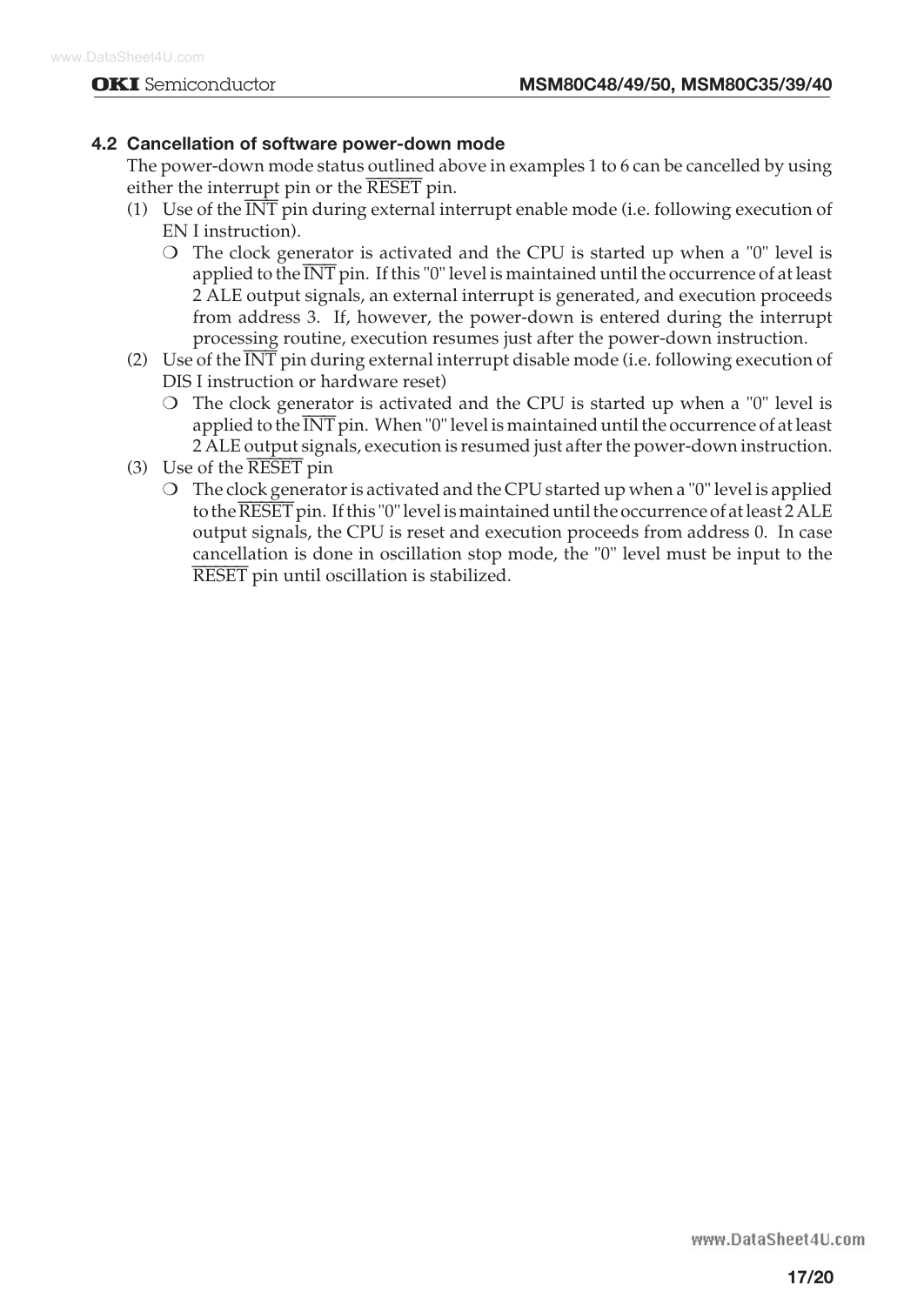## 4.2 Cancellation of software power-down mode

The power-down mode status outlined above in examples 1 to 6 can be cancelled by using either the interrupt pin or the $\overline{\text{RESET}}$ pin.

(1) Use of the $\overline{\text{INT}}$ pin during external interrupt enable mode (i.e. following execution of EN I instruction).

- ❍ The clock generator is activated and the CPU is started up when a "0" level is applied to the $\overline{\text{INT}}$ pin. If this "0" level is maintained until the occurrence of at least 2 ALE output signals, an external interrupt is generated, and execution proceeds from address 3. If, however, the power-down is entered during the interrupt processing routine, execution resumes just after the power-down instruction.

(2) Use of the $\overline{\text{INT}}$ pin during external interrupt disable mode (i.e. following execution of DIS I instruction or hardware reset)

- ❍ The clock generator is activated and the CPU is started up when a "0" level is applied to the $\overline{\text{INT}}$ pin. When "0" level is maintained until the occurrence of at least 2 ALE output signals, execution is resumed just after the power-down instruction.

(3) Use of the $\overline{\text{RESET}}$ pin

- ❍ The clock generator is activated and the CPU started up when a "0" level is applied to the $\overline{\text{RESET}}$ pin. If this "0" level is maintained until the occurrence of at least 2 ALE output signals, the CPU is reset and execution proceeds from address 0. In case cancellation is done in oscillation stop mode, the "0" level must be input to the $\overline{\text{RESET}}$ pin until oscillation is stabilized.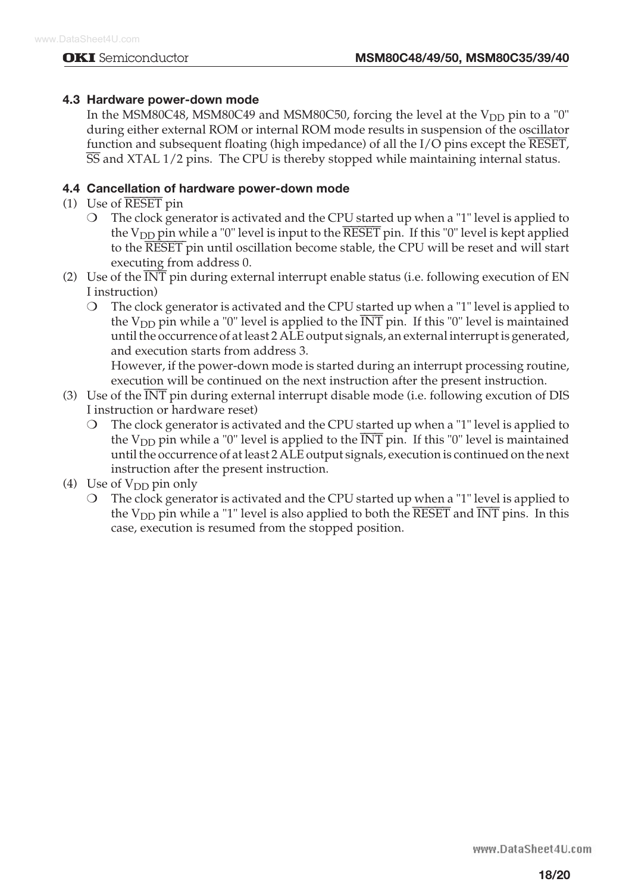### 4.3 Hardware power-down mode

In the MSM80C48, MSM80C49 and MSM80C50, forcing the level at the $V_{DD}$ pin to a "0" during either external ROM or internal ROM mode results in suspension of the oscillator function and subsequent floating (high impedance) of all the I/O pins except the $\overline{\text{RESET}}$, $\overline{\text{SS}}$ and XTAL 1/2 pins. The CPU is thereby stopped while maintaining internal status.

### 4.4 Cancellation of hardware power-down mode

(1) Use of $\overline{\text{RESET}}$ pin

- The clock generator is activated and the CPU started up when a "1" level is applied to the $V_{DD}$ pin while a "0" level is input to the $\overline{\text{RESET}}$ pin. If this "0" level is kept applied to the $\overline{\text{RESET}}$ pin until oscillation become stable, the CPU will be reset and will start executing from address 0.

(2) Use of the $\overline{\text{INT}}$ pin during external interrupt enable status (i.e. following execution of EN I instruction)

- The clock generator is activated and the CPU started up when a "1" level is applied to the $V_{DD}$ pin while a "0" level is applied to the $\overline{\text{INT}}$ pin. If this "0" level is maintained until the occurrence of at least 2 ALE output signals, an external interrupt is generated, and execution starts from address 3.
  However, if the power-down mode is started during an interrupt processing routine, execution will be continued on the next instruction after the present instruction.

(3) Use of the $\overline{\text{INT}}$ pin during external interrupt disable mode (i.e. following excution of DIS I instruction or hardware reset)

- The clock generator is activated and the CPU started up when a "1" level is applied to the $V_{DD}$ pin while a "0" level is applied to the $\overline{\text{INT}}$ pin. If this "0" level is maintained until the occurrence of at least 2 ALE output signals, execution is continued on the next instruction after the present instruction.

(4) Use of $V_{DD}$ pin only

- The clock generator is activated and the CPU started up when a "1" level is applied to the $V_{DD}$ pin while a "1" level is also applied to both the $\overline{\text{RESET}}$ and $\overline{\text{INT}}$ pins. In this case, execution is resumed from the stopped position.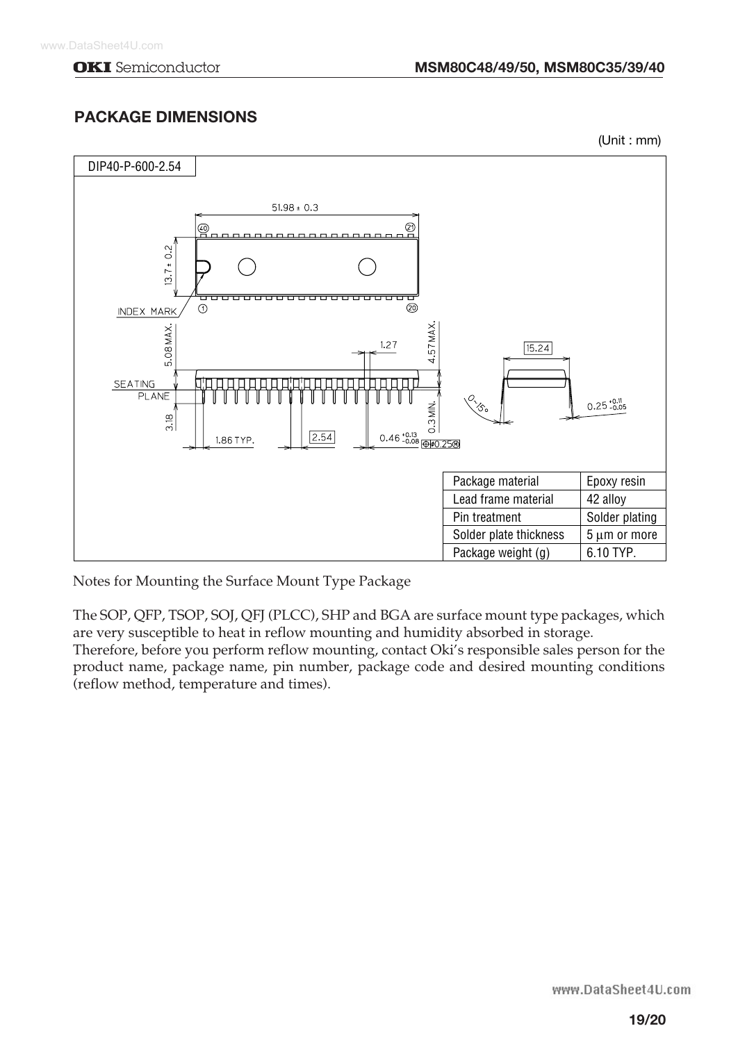## PACKAGE DIMENSIONS

(Unit : mm)

DIP40-P-600-2.54

| Package material | Epoxy resin |
|---|---|
| Lead frame material | 42 alloy |
| Pin treatment | Solder plating |
| Solder plate thickness | 5 μm or more |
| Package weight (g) | 6.10 TYP. |

Notes for Mounting the Surface Mount Type Package

The SOP, QFP, TSOP, SOJ, QFJ (PLCC), SHP and BGA are surface mount type packages, which are very susceptible to heat in reflow mounting and humidity absorbed in storage.
Therefore, before you perform reflow mounting, contact Oki's responsible sales person for the product name, package name, pin number, package code and desired mounting conditions (reflow method, temperature and times).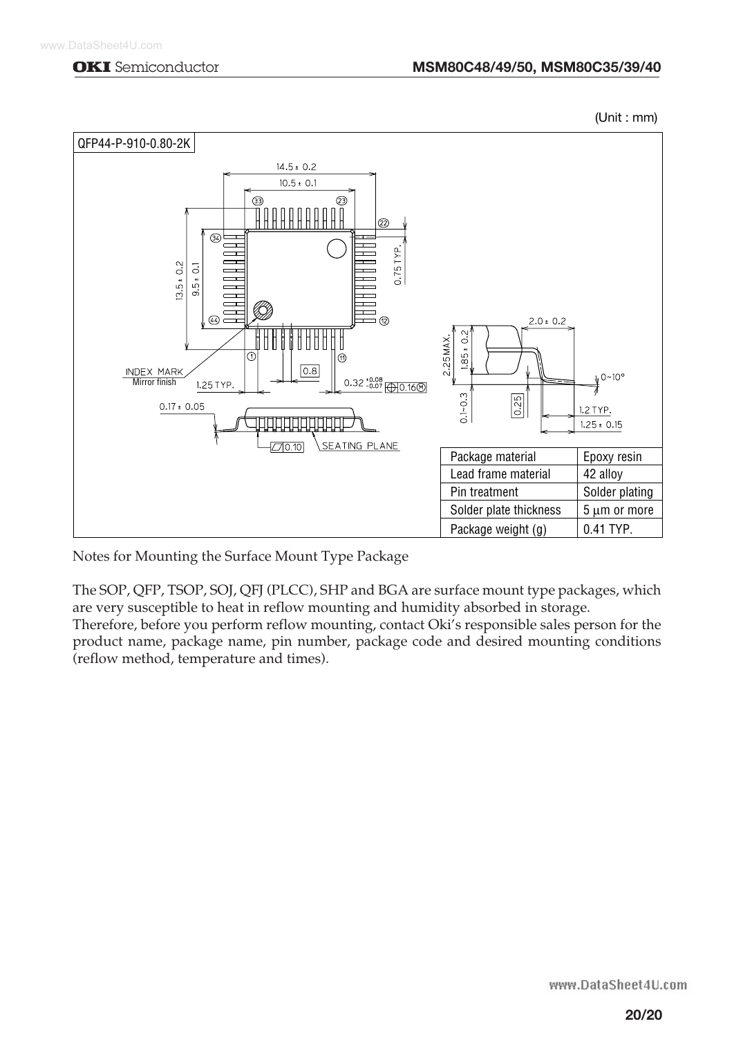(Unit : mm)

QFP44-P-910-0.80-2K

14.5 ± 0.2
10.5 ± 0.1
33
23
22
34
0.75 TYP.
13.5 ± 0.2
9.5 ± 0.1
44
12
1
11
INDEX MARK
Mirror finish
0.8
1.25 TYP.
0.32 +0.08 -0.07
0.16
0.17 ± 0.05
0.10
SEATING PLANE
2.0 ± 0.2
2.25 MAX.
1.85 ± 0.2
0~10°
0.1~0.3
0.25
1.2 TYP.
1.25 ± 0.15

| | |
|---|---|
| Package material | Epoxy resin |
| Lead frame material | 42 alloy |
| Pin treatment | Solder plating |
| Solder plate thickness | 5 μm or more |
| Package weight (g) | 0.41 TYP. |

Notes for Mounting the Surface Mount Type Package

The SOP, QFP, TSOP, SOJ, QFJ (PLCC), SHP and BGA are surface mount type packages, which are very susceptible to heat in reflow mounting and humidity absorbed in storage.
Therefore, before you perform reflow mounting, contact Oki's responsible sales person for the product name, package name, pin number, package code and desired mounting conditions (reflow method, temperature and times).